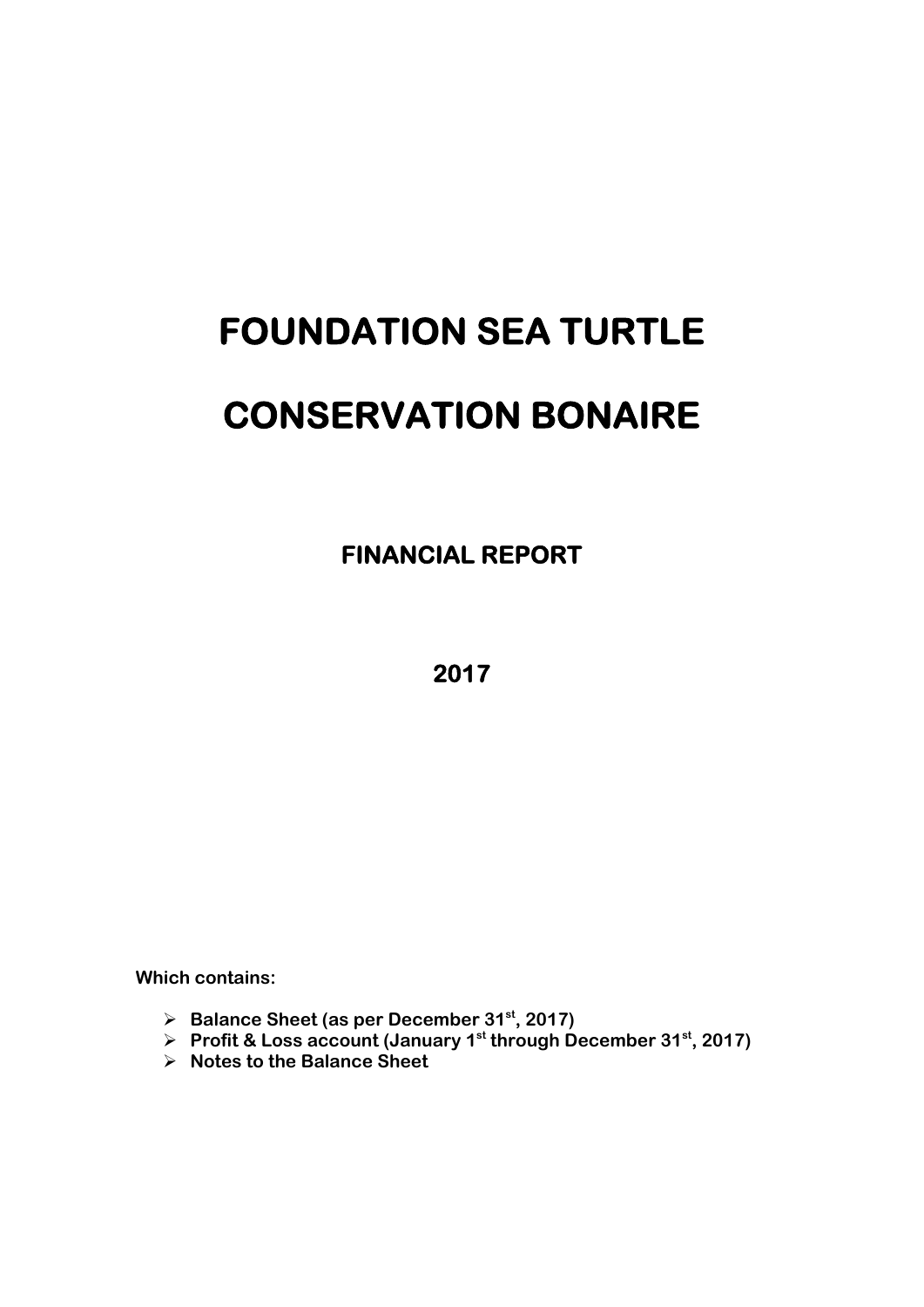# FOUNDATION SEA TURTLE

# CONSERVATION BONAIRE

## FINANCIAL REPORT

## 2017

**Which contains:**

- **Balance Sheet (as per December 31st, 2017)**
- **Profit & Loss account (January 1st through December 31st, 2017)**
- **Notes to the Balance Sheet**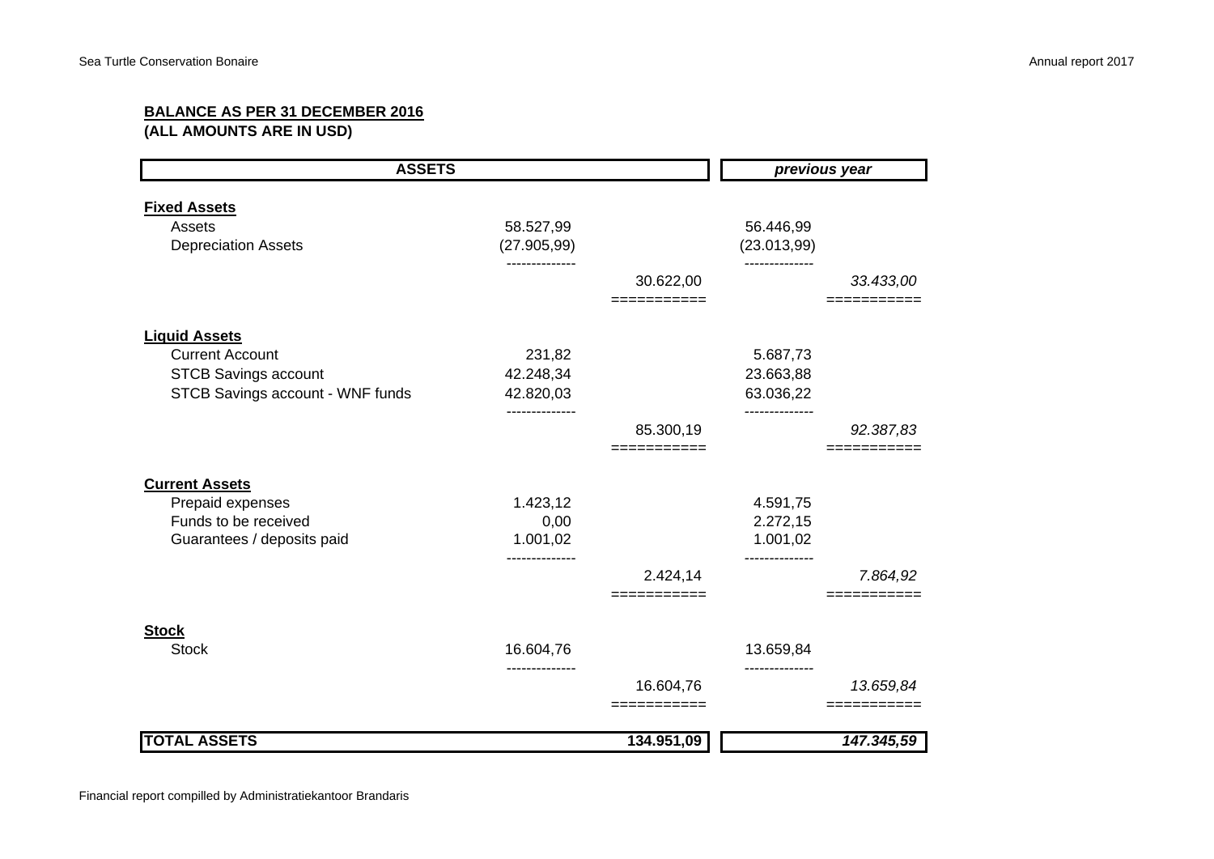**BALANCE AS PER 31 DECEMBER 2016**
**(ALL AMOUNTS ARE IN USD)**

| ASSETS | | | *previous year* | |
|---|---|---|---|---|
| **Fixed Assets** | | | | |
| Assets | 58.527,99 | | 56.446,99 | |
| Depreciation Assets | (27.905,99) | | (23.013,99) | |
| | | 30.622,00 | | *33.433,00* |
| **Liquid Assets** | | | | |
| Current Account | 231,82 | | 5.687,73 | |
| STCB Savings account | 42.248,34 | | 23.663,88 | |
| STCB Savings account - WNF funds | 42.820,03 | | 63.036,22 | |
| | | 85.300,19 | | *92.387,83* |
| **Current Assets** | | | | |
| Prepaid expenses | 1.423,12 | | 4.591,75 | |
| Funds to be received | 0,00 | | 2.272,15 | |
| Guarantees / deposits paid | 1.001,02 | | 1.001,02 | |
| | | 2.424,14 | | *7.864,92* |
| **Stock** | | | | |
| Stock | 16.604,76 | | 13.659,84 | |
| | | 16.604,76 | | *13.659,84* |
| **TOTAL ASSETS** | | **134.951,09** | | ***147.345,59*** |

Financial report compilled by Administratiekantoor Brandaris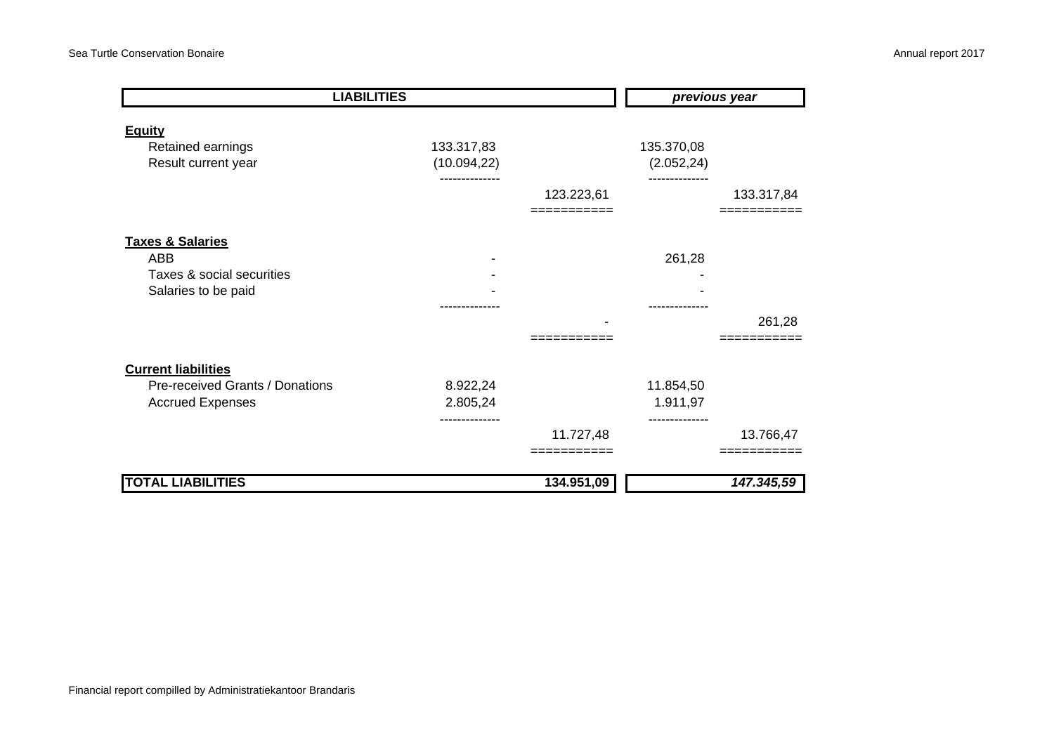| LIABILITIES | | | previous year | |
|---|---|---|---|---|
| **Equity** | | | | |
| Retained earnings | 133.317,83 | | 135.370,08 | |
| Result current year | (10.094,22) | | (2.052,24) | |
| | | 123.223,61 | | 133.317,84 |
| **Taxes & Salaries** | | | | |
| ABB | - | | 261,28 | |
| Taxes & social securities | - | | - | |
| Salaries to be paid | - | | - | |
| | | - | | 261,28 |
| **Current liabilities** | | | | |
| Pre-received Grants / Donations | 8.922,24 | | 11.854,50 | |
| Accrued Expenses | 2.805,24 | | 1.911,97 | |
| | | 11.727,48 | | 13.766,47 |
| **TOTAL LIABILITIES** | | **134.951,09** | | ***147.345,59*** |

Financial report compilled by Administratiekantoor Brandaris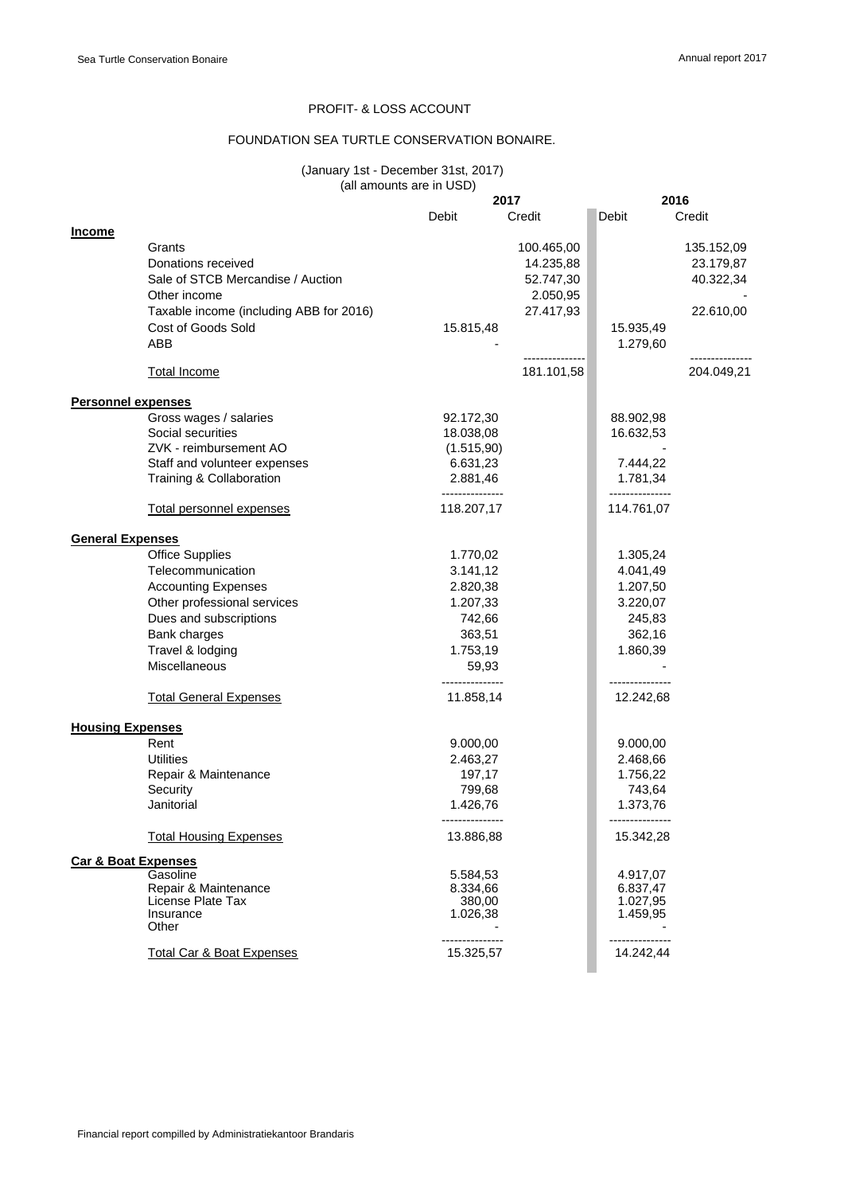PROFIT- & LOSS ACCOUNT

FOUNDATION SEA TURTLE CONSERVATION BONAIRE.

(January 1st - December 31st, 2017)
(all amounts are in USD)

| | 2017 | | 2016 | |
|---|---|---|---|---|
| | Debit | Credit | Debit | Credit |
| **Income** | | | | |
| Grants | | 100.465,00 | | 135.152,09 |
| Donations received | | 14.235,88 | | 23.179,87 |
| Sale of STCB Mercandise / Auction | | 52.747,30 | | 40.322,34 |
| Other income | | 2.050,95 | | - |
| Taxable income (including ABB for 2016) | | 27.417,93 | | 22.610,00 |
| Cost of Goods Sold | 15.815,48 | | 15.935,49 | |
| ABB | - | | 1.279,60 | |
| Total Income | | 181.101,58 | | 204.049,21 |
| **Personnel expenses** | | | | |
| Gross wages / salaries | 92.172,30 | | 88.902,98 | |
| Social securities | 18.038,08 | | 16.632,53 | |
| ZVK - reimbursement AO | (1.515,90) | | - | |
| Staff and volunteer expenses | 6.631,23 | | 7.444,22 | |
| Training & Collaboration | 2.881,46 | | 1.781,34 | |
| Total personnel expenses | 118.207,17 | | 114.761,07 | |
| **General Expenses** | | | | |
| Office Supplies | 1.770,02 | | 1.305,24 | |
| Telecommunication | 3.141,12 | | 4.041,49 | |
| Accounting Expenses | 2.820,38 | | 1.207,50 | |
| Other professional services | 1.207,33 | | 3.220,07 | |
| Dues and subscriptions | 742,66 | | 245,83 | |
| Bank charges | 363,51 | | 362,16 | |
| Travel & lodging | 1.753,19 | | 1.860,39 | |
| Miscellaneous | 59,93 | | - | |
| Total General Expenses | 11.858,14 | | 12.242,68 | |
| **Housing Expenses** | | | | |
| Rent | 9.000,00 | | 9.000,00 | |
| Utilities | 2.463,27 | | 2.468,66 | |
| Repair & Maintenance | 197,17 | | 1.756,22 | |
| Security | 799,68 | | 743,64 | |
| Janitorial | 1.426,76 | | 1.373,76 | |
| Total Housing Expenses | 13.886,88 | | 15.342,28 | |
| **Car & Boat Expenses** | | | | |
| Gasoline | 5.584,53 | | 4.917,07 | |
| Repair & Maintenance | 8.334,66 | | 6.837,47 | |
| License Plate Tax | 380,00 | | 1.027,95 | |
| Insurance | 1.026,38 | | 1.459,95 | |
| Other | - | | - | |
| Total Car & Boat Expenses | 15.325,57 | | 14.242,44 | |

Financial report compilled by Administratiekantoor Brandaris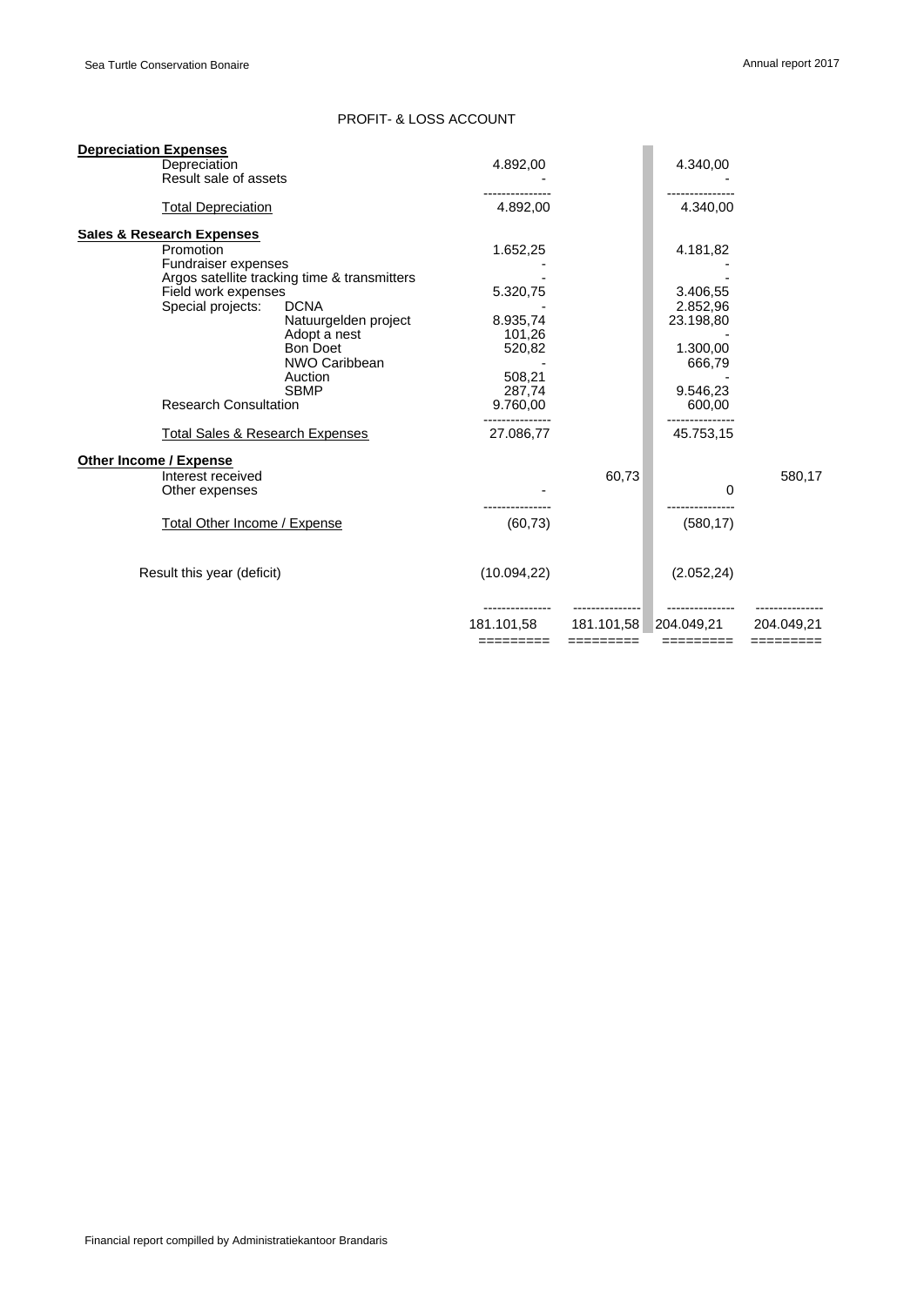## PROFIT- & LOSS ACCOUNT

| | | | | | |
|---|---|---|---|---|---|
| **Depreciation Expenses** | | | | | |
| Depreciation | | 4.892,00 | | 4.340,00 | |
| Result sale of assets | | - | | - | |
| Total Depreciation | | 4.892,00 | | 4.340,00 | |
| **Sales & Research Expenses** | | | | | |
| Promotion | | 1.652,25 | | 4.181,82 | |
| Fundraiser expenses | | - | | - | |
| Argos satellite tracking time & transmitters | | - | | - | |
| Field work expenses | | 5.320,75 | | 3.406,55 | |
| Special projects: | DCNA | - | | 2.852,96 | |
| | Natuurgelden project | 8.935,74 | | 23.198,80 | |
| | Adopt a nest | 101,26 | | - | |
| | Bon Doet | 520,82 | | 1.300,00 | |
| | NWO Caribbean | - | | 666,79 | |
| | Auction | 508,21 | | - | |
| | SBMP | 287,74 | | 9.546,23 | |
| Research Consultation | | 9.760,00 | | 600,00 | |
| Total Sales & Research Expenses | | 27.086,77 | | 45.753,15 | |
| **Other Income / Expense** | | | | | |
| Interest received | | | 60,73 | | 580,17 |
| Other expenses | | - | | 0 | |
| Total Other Income / Expense | | (60,73) | | (580,17) | |
| Result this year (deficit) | | (10.094,22) | | (2.052,24) | |
| | | 181.101,58 | 181.101,58 | 204.049,21 | 204.049,21 |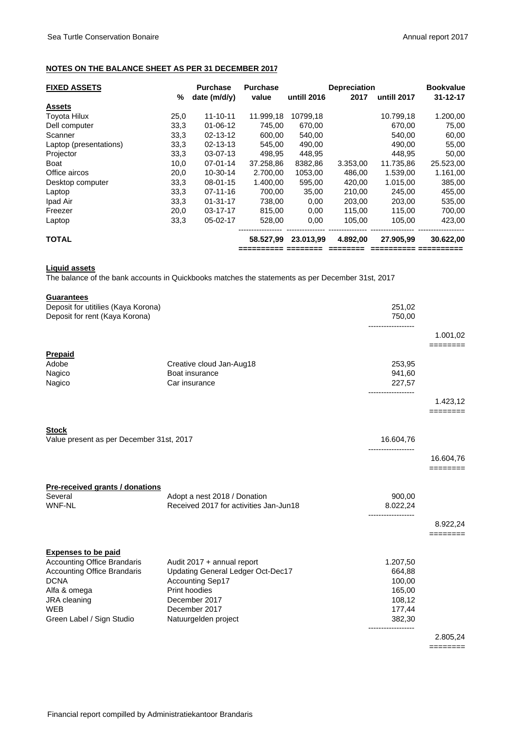## NOTES ON THE BALANCE SHEET AS PER 31 DECEMBER 2017

| FIXED ASSETS | % | Purchase date (m/d/y) | Purchase value | Depreciation untill 2016 | 2017 | untill 2017 | Bookvalue 31-12-17 |
|---|---|---|---|---|---|---|---|
| **Assets** | | | | | | | |
| Toyota Hilux | 25,0 | 11-10-11 | 11.999,18 | 10799,18 | | 10.799,18 | 1.200,00 |
| Dell computer | 33,3 | 01-06-12 | 745,00 | 670,00 | | 670,00 | 75,00 |
| Scanner | 33,3 | 02-13-12 | 600,00 | 540,00 | | 540,00 | 60,00 |
| Laptop (presentations) | 33,3 | 02-13-13 | 545,00 | 490,00 | | 490,00 | 55,00 |
| Projector | 33,3 | 03-07-13 | 498,95 | 448,95 | | 448,95 | 50,00 |
| Boat | 10,0 | 07-01-14 | 37.258,86 | 8382,86 | 3.353,00 | 11.735,86 | 25.523,00 |
| Office aircos | 20,0 | 10-30-14 | 2.700,00 | 1053,00 | 486,00 | 1.539,00 | 1.161,00 |
| Desktop computer | 33,3 | 08-01-15 | 1.400,00 | 595,00 | 420,00 | 1.015,00 | 385,00 |
| Laptop | 33,3 | 07-11-16 | 700,00 | 35,00 | 210,00 | 245,00 | 455,00 |
| Ipad Air | 33,3 | 01-31-17 | 738,00 | 0,00 | 203,00 | 203,00 | 535,00 |
| Freezer | 20,0 | 03-17-17 | 815,00 | 0,00 | 115,00 | 115,00 | 700,00 |
| Laptop | 33,3 | 05-02-17 | 528,00 | 0,00 | 105,00 | 105,00 | 423,00 |
| **TOTAL** | | | **58.527,99** | **23.013,99** | **4.892,00** | **27.905,99** | **30.622,00** |

**Liquid assets**

The balance of the bank accounts in Quickbooks matches the statements as per December 31st, 2017

**Guarantees**

| | | |
|---|---|---|
| Deposit for utitilies (Kaya Korona) | 251,02 | |
| Deposit for rent (Kaya Korona) | 750,00 | |
| | | 1.001,02 |

**Prepaid**

| | | | |
|---|---|---|---|
| Adobe | Creative cloud Jan-Aug18 | 253,95 | |
| Nagico | Boat insurance | 941,60 | |
| Nagico | Car insurance | 227,57 | |
| | | | 1.423,12 |

**Stock**

| | | |
|---|---|---|
| Value present as per December 31st, 2017 | 16.604,76 | |
| | | 16.604,76 |

**Pre-received grants / donations**

| | | | |
|---|---|---|---|
| Several | Adopt a nest 2018 / Donation | 900,00 | |
| WNF-NL | Received 2017 for activities Jan-Jun18 | 8.022,24 | |
| | | | 8.922,24 |

**Expenses to be paid**

| | | | |
|---|---|---|---|
| Accounting Office Brandaris | Audit 2017 + annual report | 1.207,50 | |
| Accounting Office Brandaris | Updating General Ledger Oct-Dec17 | 664,88 | |
| DCNA | Accounting Sep17 | 100,00 | |
| Alfa & omega | Print hoodies | 165,00 | |
| JRA cleaning | December 2017 | 108,12 | |
| WEB | December 2017 | 177,44 | |
| Green Label / Sign Studio | Natuurgelden project | 382,30 | |
| | | | 2.805,24 |